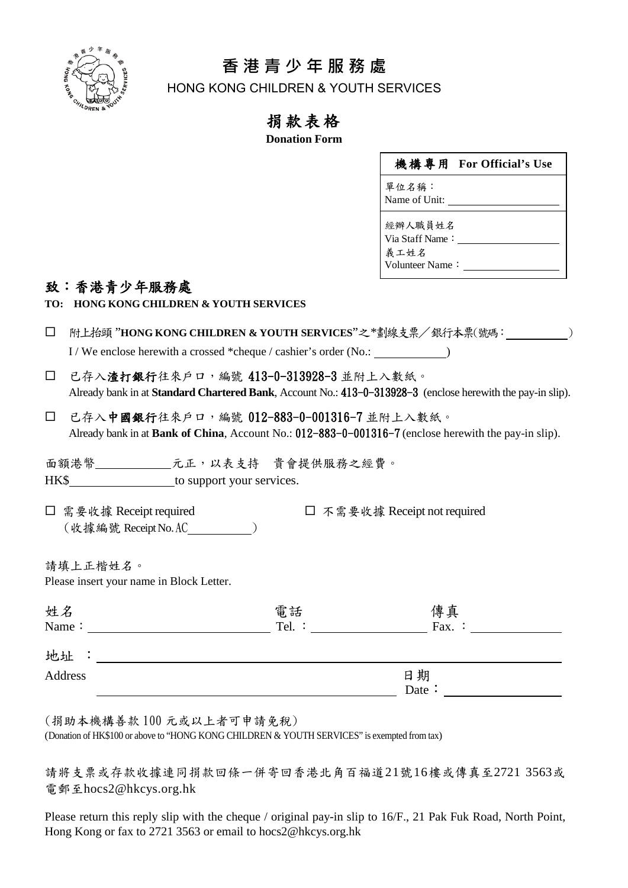# 香港青少年服務處

HONG KONG CHILDREN & YOUTH SERVICES

## 捐款表格

**Donation Form**

| **機構專用 For Official's Use** |
|---|
| 單位名稱：<br>Name of Unit: ________________ |
| 經辦人職員姓名<br>Via Staff Name：________________<br>義工姓名<br>Volunteer Name：________________ |

### 致：香港青少年服務處

**TO: HONG KONG CHILDREN & YOUTH SERVICES**

☐ 附上抬頭 "**HONG KONG CHILDREN & YOUTH SERVICES**"之*劃線支票／銀行本票(號碼：__________)
I / We enclose herewith a crossed *cheque / cashier's order (No.: __________)

☐ 已存入**渣打銀行**往來戶口，編號 413-0-313928-3 並附上入數紙。
Already bank in at **Standard Chartered Bank**, Account No.: 413-0-313928-3 (enclose herewith the pay-in slip).

☐ 已存入**中國銀行**往來戶口，編號 012-883-0-001316-7 並附上入數紙。
Already bank in at **Bank of China**, Account No.: 012-883-0-001316-7 (enclose herewith the pay-in slip).

面額港幣__________元正，以表支持 貴會提供服務之經費。
HK$__________ to support your services.

☐ 需要收據 Receipt required (收據編號 Receipt No. AC__________)　　☐ 不需要收據 Receipt not required

請填上正楷姓名。
Please insert your name in Block Letter.

姓名 Name：__________　電話 Tel.：__________　傳真 Fax.：__________

地址 Address：__________

日期 Date：__________

(捐助本機構善款 100 元或以上者可申請免稅)
(Donation of HK$100 or above to "HONG KONG CHILDREN & YOUTH SERVICES" is exempted from tax)

請將支票或存款收據連同捐款回條一併寄回香港北角百福道21號16樓或傳真至2721 3563或電郵至hocs2@hkcys.org.hk

Please return this reply slip with the cheque / original pay-in slip to 16/F., 21 Pak Fuk Road, North Point, Hong Kong or fax to 2721 3563 or email to hocs2@hkcys.org.hk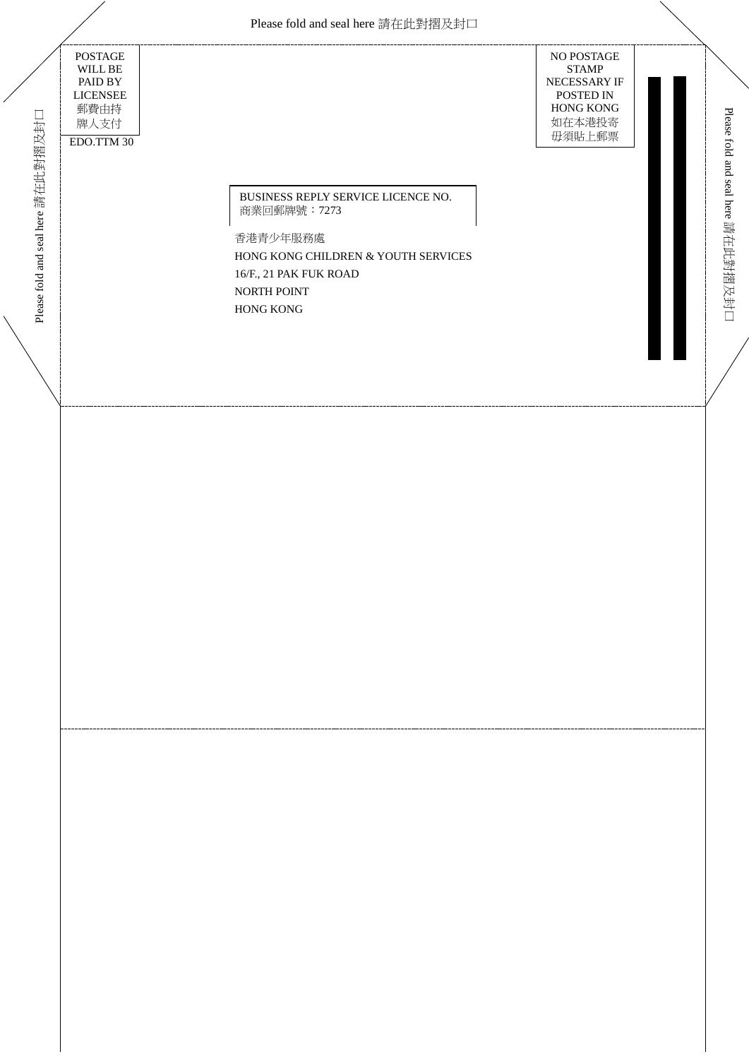Please fold and seal here 請在此對摺及封口

Please fold and seal here 請在此對摺及封口

Please fold and seal here 請在此對摺及封口

POSTAGE
WILL BE
PAID BY
LICENSEE
郵費由持
牌人支付

EDO.TTM 30

NO POSTAGE
STAMP
NECESSARY IF
POSTED IN
HONG KONG
如在本港投寄
毋須貼上郵票

BUSINESS REPLY SERVICE LICENCE NO.
商業回郵牌號：7273

香港青少年服務處
HONG KONG CHILDREN & YOUTH SERVICES
16/F., 21 PAK FUK ROAD
NORTH POINT
HONG KONG